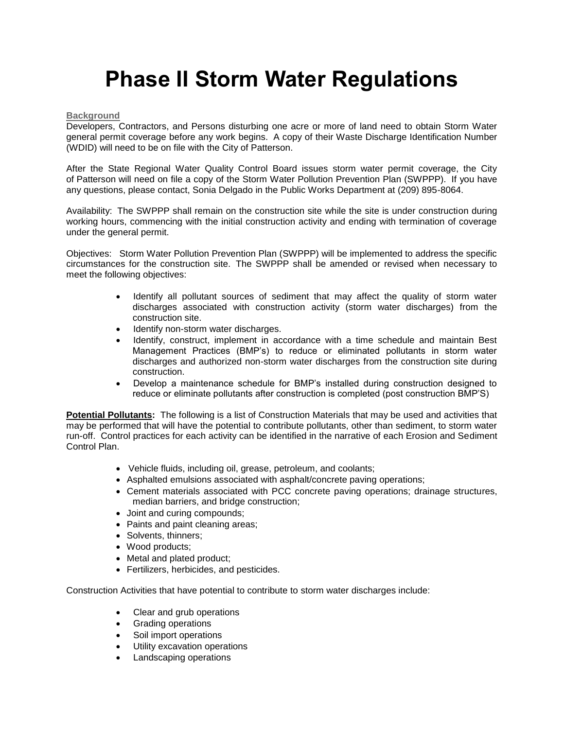# Phase II Storm Water Regulations

**Background**

Developers, Contractors, and Persons disturbing one acre or more of land need to obtain Storm Water general permit coverage before any work begins. A copy of their Waste Discharge Identification Number (WDID) will need to be on file with the City of Patterson.

After the State Regional Water Quality Control Board issues storm water permit coverage, the City of Patterson will need on file a copy of the Storm Water Pollution Prevention Plan (SWPPP). If you have any questions, please contact, Sonia Delgado in the Public Works Department at (209) 895-8064.

Availability: The SWPPP shall remain on the construction site while the site is under construction during working hours, commencing with the initial construction activity and ending with termination of coverage under the general permit.

Objectives: Storm Water Pollution Prevention Plan (SWPPP) will be implemented to address the specific circumstances for the construction site. The SWPPP shall be amended or revised when necessary to meet the following objectives:

- Identify all pollutant sources of sediment that may affect the quality of storm water discharges associated with construction activity (storm water discharges) from the construction site.
- Identify non-storm water discharges.
- Identify, construct, implement in accordance with a time schedule and maintain Best Management Practices (BMP's) to reduce or eliminated pollutants in storm water discharges and authorized non-storm water discharges from the construction site during construction.
- Develop a maintenance schedule for BMP's installed during construction designed to reduce or eliminate pollutants after construction is completed (post construction BMP'S)

**Potential Pollutants:** The following is a list of Construction Materials that may be used and activities that may be performed that will have the potential to contribute pollutants, other than sediment, to storm water run-off. Control practices for each activity can be identified in the narrative of each Erosion and Sediment Control Plan.

- Vehicle fluids, including oil, grease, petroleum, and coolants;
- Asphalted emulsions associated with asphalt/concrete paving operations;
- Cement materials associated with PCC concrete paving operations; drainage structures, median barriers, and bridge construction;
- Joint and curing compounds;
- Paints and paint cleaning areas;
- Solvents, thinners;
- Wood products;
- Metal and plated product;
- Fertilizers, herbicides, and pesticides.

Construction Activities that have potential to contribute to storm water discharges include:

- Clear and grub operations
- Grading operations
- Soil import operations
- Utility excavation operations
- Landscaping operations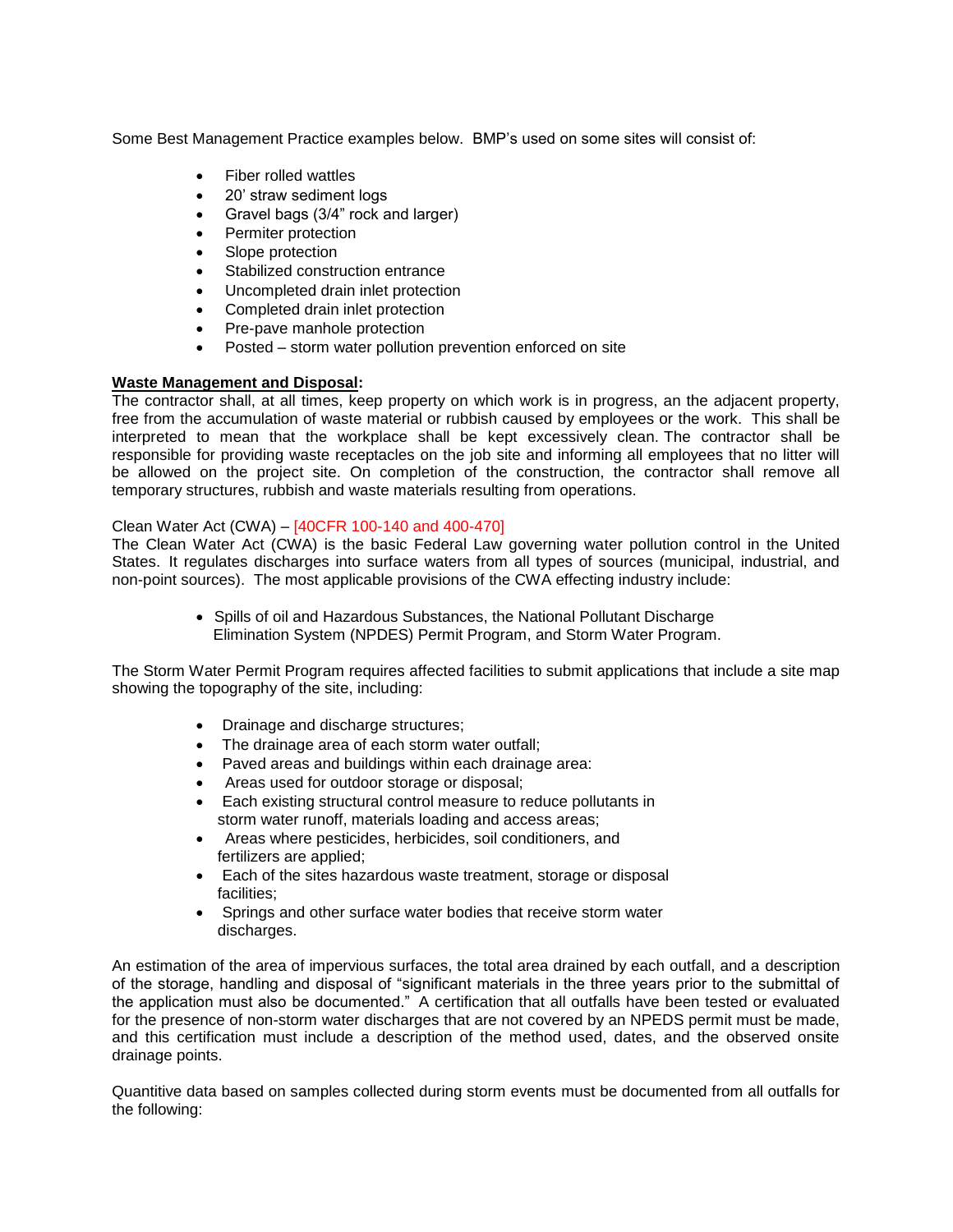Some Best Management Practice examples below. BMP's used on some sites will consist of:

- Fiber rolled wattles
- 20' straw sediment logs
- Gravel bags (3/4" rock and larger)
- Permiter protection
- Slope protection
- Stabilized construction entrance
- Uncompleted drain inlet protection
- Completed drain inlet protection
- Pre-pave manhole protection
- Posted – storm water pollution prevention enforced on site

**Waste Management and Disposal:**
The contractor shall, at all times, keep property on which work is in progress, an the adjacent property, free from the accumulation of waste material or rubbish caused by employees or the work. This shall be interpreted to mean that the workplace shall be kept excessively clean. The contractor shall be responsible for providing waste receptacles on the job site and informing all employees that no litter will be allowed on the project site. On completion of the construction, the contractor shall remove all temporary structures, rubbish and waste materials resulting from operations.

Clean Water Act (CWA) – [40CFR 100-140 and 400-470]
The Clean Water Act (CWA) is the basic Federal Law governing water pollution control in the United States. It regulates discharges into surface waters from all types of sources (municipal, industrial, and non-point sources). The most applicable provisions of the CWA effecting industry include:

- Spills of oil and Hazardous Substances, the National Pollutant Discharge Elimination System (NPDES) Permit Program, and Storm Water Program.

The Storm Water Permit Program requires affected facilities to submit applications that include a site map showing the topography of the site, including:

- Drainage and discharge structures;
- The drainage area of each storm water outfall;
- Paved areas and buildings within each drainage area:
- Areas used for outdoor storage or disposal;
- Each existing structural control measure to reduce pollutants in storm water runoff, materials loading and access areas;
- Areas where pesticides, herbicides, soil conditioners, and fertilizers are applied;
- Each of the sites hazardous waste treatment, storage or disposal facilities;
- Springs and other surface water bodies that receive storm water discharges.

An estimation of the area of impervious surfaces, the total area drained by each outfall, and a description of the storage, handling and disposal of "significant materials in the three years prior to the submittal of the application must also be documented." A certification that all outfalls have been tested or evaluated for the presence of non-storm water discharges that are not covered by an NPEDS permit must be made, and this certification must include a description of the method used, dates, and the observed onsite drainage points.

Quantitive data based on samples collected during storm events must be documented from all outfalls for the following: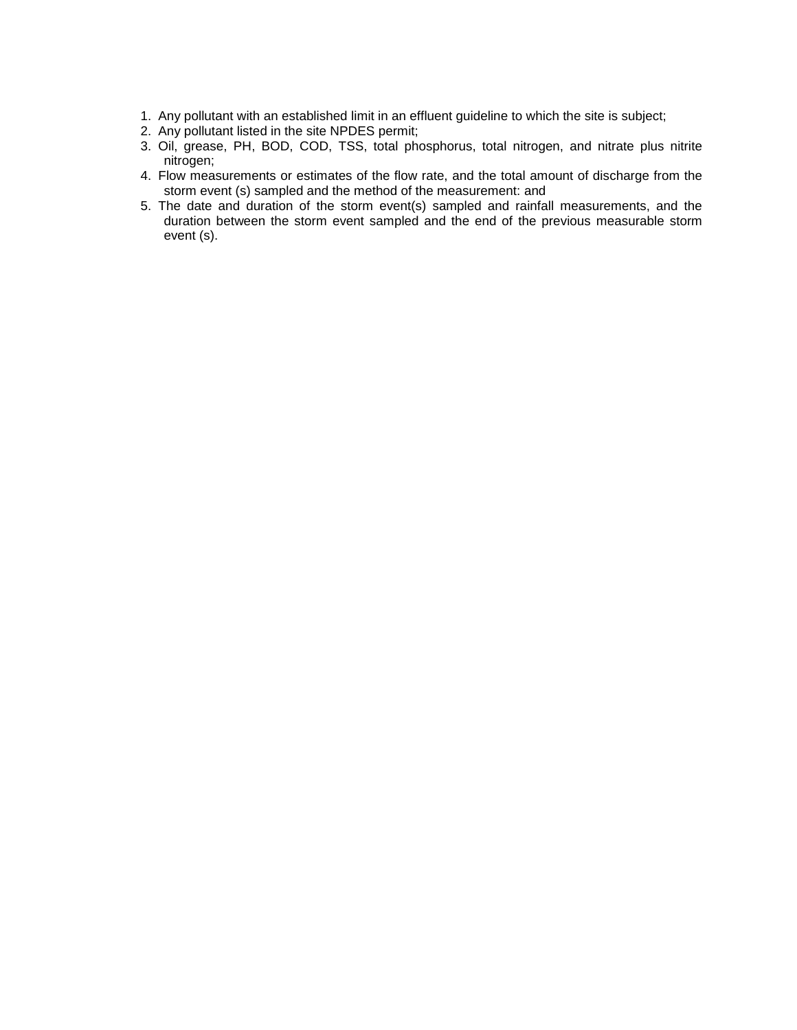1. Any pollutant with an established limit in an effluent guideline to which the site is subject;
2. Any pollutant listed in the site NPDES permit;
3. Oil, grease, PH, BOD, COD, TSS, total phosphorus, total nitrogen, and nitrate plus nitrite nitrogen;
4. Flow measurements or estimates of the flow rate, and the total amount of discharge from the storm event (s) sampled and the method of the measurement: and
5. The date and duration of the storm event(s) sampled and rainfall measurements, and the duration between the storm event sampled and the end of the previous measurable storm event (s).